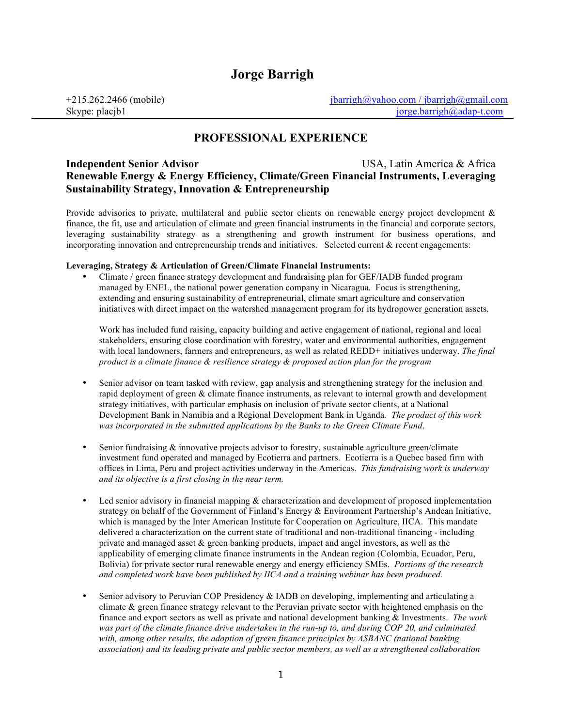# Jorge Barrigh

+215.262.2466 (mobile)  
Skype: placjb1

jbarrigh@yahoo.com / jbarrigh@gmail.com  
jorge.barrigh@adap-t.com

## PROFESSIONAL EXPERIENCE

### Independent Senior Advisor — USA, Latin America & Africa

**Renewable Energy & Energy Efficiency, Climate/Green Financial Instruments, Leveraging Sustainability Strategy, Innovation & Entrepreneurship**

Provide advisories to private, multilateral and public sector clients on renewable energy project development & finance, the fit, use and articulation of climate and green financial instruments in the financial and corporate sectors, leveraging sustainability strategy as a strengthening and growth instrument for business operations, and incorporating innovation and entrepreneurship trends and initiatives. Selected current & recent engagements:

**Leveraging, Strategy & Articulation of Green/Climate Financial Instruments:**

- Climate / green finance strategy development and fundraising plan for GEF/IADB funded program managed by ENEL, the national power generation company in Nicaragua. Focus is strengthening, extending and ensuring sustainability of entrepreneurial, climate smart agriculture and conservation initiatives with direct impact on the watershed management program for its hydropower generation assets.

  Work has included fund raising, capacity building and active engagement of national, regional and local stakeholders, ensuring close coordination with forestry, water and environmental authorities, engagement with local landowners, farmers and entrepreneurs, as well as related REDD+ initiatives underway. *The final product is a climate finance & resilience strategy & proposed action plan for the program*

- Senior advisor on team tasked with review, gap analysis and strengthening strategy for the inclusion and rapid deployment of green & climate finance instruments, as relevant to internal growth and development strategy initiatives, with particular emphasis on inclusion of private sector clients, at a National Development Bank in Namibia and a Regional Development Bank in Uganda. *The product of this work was incorporated in the submitted applications by the Banks to the Green Climate Fund*.

- Senior fundraising & innovative projects advisor to forestry, sustainable agriculture green/climate investment fund operated and managed by Ecotierra and partners. Ecotierra is a Quebec based firm with offices in Lima, Peru and project activities underway in the Americas. *This fundraising work is underway and its objective is a first closing in the near term.*

- Led senior advisory in financial mapping & characterization and development of proposed implementation strategy on behalf of the Government of Finland's Energy & Environment Partnership's Andean Initiative, which is managed by the Inter American Institute for Cooperation on Agriculture, IICA. This mandate delivered a characterization on the current state of traditional and non-traditional financing - including private and managed asset & green banking products, impact and angel investors, as well as the applicability of emerging climate finance instruments in the Andean region (Colombia, Ecuador, Peru, Bolivia) for private sector rural renewable energy and energy efficiency SMEs. *Portions of the research and completed work have been published by IICA and a training webinar has been produced.*

- Senior advisory to Peruvian COP Presidency & IADB on developing, implementing and articulating a climate & green finance strategy relevant to the Peruvian private sector with heightened emphasis on the finance and export sectors as well as private and national development banking & Investments. *The work was part of the climate finance drive undertaken in the run-up to, and during COP 20, and culminated with, among other results, the adoption of green finance principles by ASBANC (national banking association) and its leading private and public sector members, as well as a strengthened collaboration*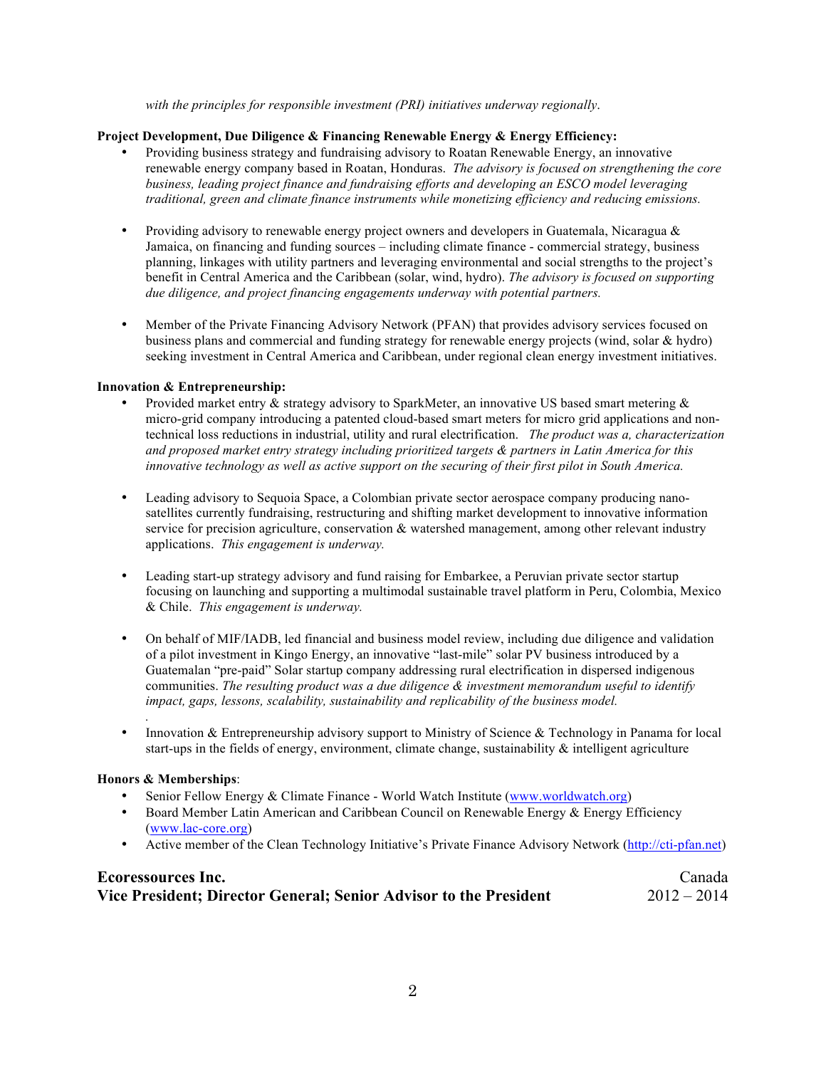*with the principles for responsible investment (PRI) initiatives underway regionally*.

**Project Development, Due Diligence & Financing Renewable Energy & Energy Efficiency:**

- Providing business strategy and fundraising advisory to Roatan Renewable Energy, an innovative renewable energy company based in Roatan, Honduras. *The advisory is focused on strengthening the core business, leading project finance and fundraising efforts and developing an ESCO model leveraging traditional, green and climate finance instruments while monetizing efficiency and reducing emissions.*

- Providing advisory to renewable energy project owners and developers in Guatemala, Nicaragua & Jamaica, on financing and funding sources – including climate finance - commercial strategy, business planning, linkages with utility partners and leveraging environmental and social strengths to the project's benefit in Central America and the Caribbean (solar, wind, hydro). *The advisory is focused on supporting due diligence, and project financing engagements underway with potential partners.*

- Member of the Private Financing Advisory Network (PFAN) that provides advisory services focused on business plans and commercial and funding strategy for renewable energy projects (wind, solar & hydro) seeking investment in Central America and Caribbean, under regional clean energy investment initiatives.

**Innovation & Entrepreneurship:**

- Provided market entry & strategy advisory to SparkMeter, an innovative US based smart metering & micro-grid company introducing a patented cloud-based smart meters for micro grid applications and non-technical loss reductions in industrial, utility and rural electrification. *The product was a, characterization and proposed market entry strategy including prioritized targets & partners in Latin America for this innovative technology as well as active support on the securing of their first pilot in South America.*

- Leading advisory to Sequoia Space, a Colombian private sector aerospace company producing nano-satellites currently fundraising, restructuring and shifting market development to innovative information service for precision agriculture, conservation & watershed management, among other relevant industry applications. *This engagement is underway.*

- Leading start-up strategy advisory and fund raising for Embarkee, a Peruvian private sector startup focusing on launching and supporting a multimodal sustainable travel platform in Peru, Colombia, Mexico & Chile. *This engagement is underway.*

- On behalf of MIF/IADB, led financial and business model review, including due diligence and validation of a pilot investment in Kingo Energy, an innovative "last-mile" solar PV business introduced by a Guatemalan "pre-paid" Solar startup company addressing rural electrification in dispersed indigenous communities. *The resulting product was a due diligence & investment memorandum useful to identify impact, gaps, lessons, scalability, sustainability and replicability of the business model.*
  .
- Innovation & Entrepreneurship advisory support to Ministry of Science & Technology in Panama for local start-ups in the fields of energy, environment, climate change, sustainability & intelligent agriculture

**Honors & Memberships**:

- Senior Fellow Energy & Climate Finance - World Watch Institute (www.worldwatch.org)
- Board Member Latin American and Caribbean Council on Renewable Energy & Energy Efficiency (www.lac-core.org)
- Active member of the Clean Technology Initiative's Private Finance Advisory Network (http://cti-pfan.net)

**Ecoressources Inc.** — Canada
**Vice President; Director General; Senior Advisor to the President** — 2012 – 2014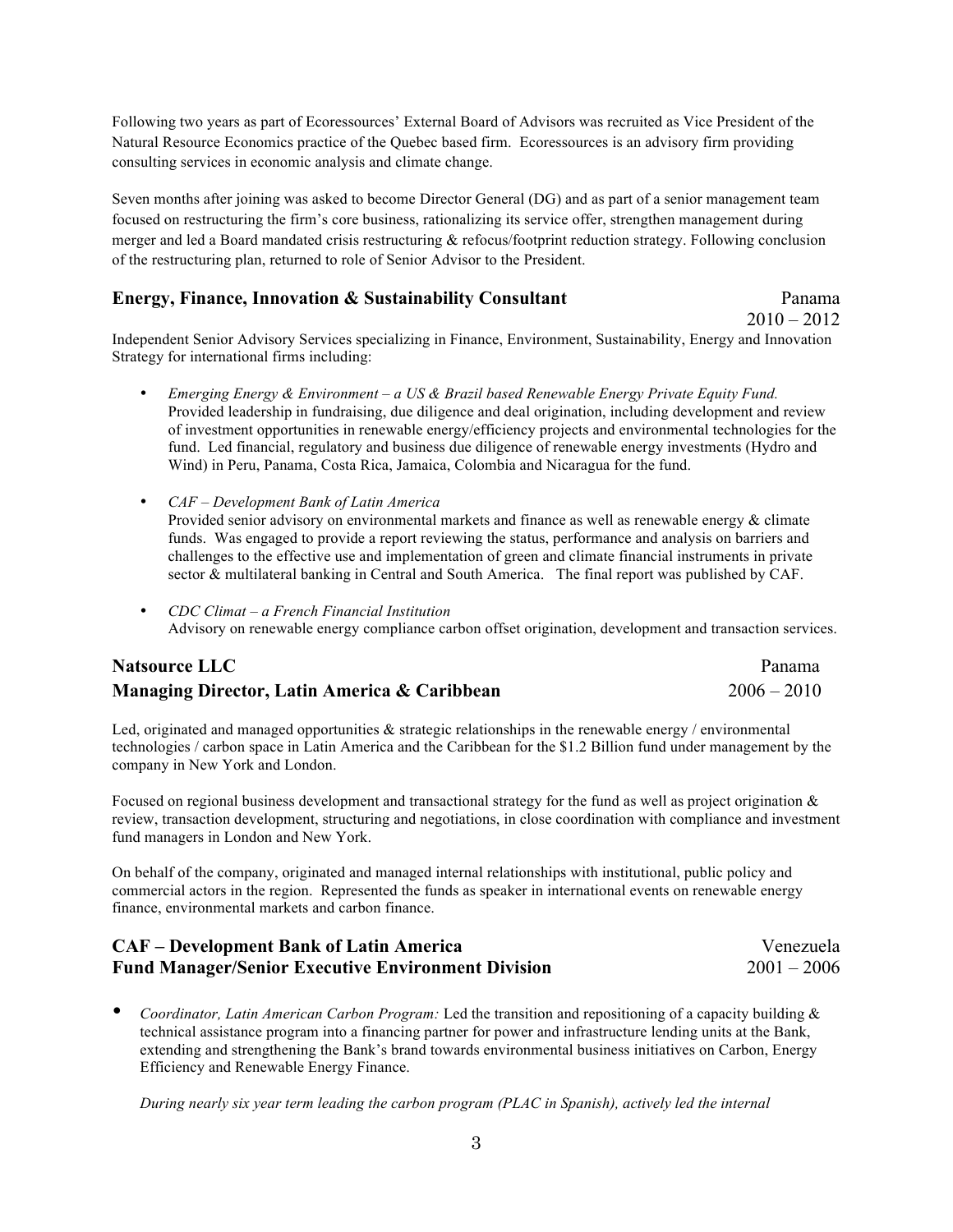Following two years as part of Ecoressources' External Board of Advisors was recruited as Vice President of the Natural Resource Economics practice of the Quebec based firm. Ecoressources is an advisory firm providing consulting services in economic analysis and climate change.

Seven months after joining was asked to become Director General (DG) and as part of a senior management team focused on restructuring the firm's core business, rationalizing its service offer, strengthen management during merger and led a Board mandated crisis restructuring & refocus/footprint reduction strategy. Following conclusion of the restructuring plan, returned to role of Senior Advisor to the President.

### Energy, Finance, Innovation & Sustainability Consultant — Panama, 2010 – 2012

Independent Senior Advisory Services specializing in Finance, Environment, Sustainability, Energy and Innovation Strategy for international firms including:

- *Emerging Energy & Environment – a US & Brazil based Renewable Energy Private Equity Fund.* Provided leadership in fundraising, due diligence and deal origination, including development and review of investment opportunities in renewable energy/efficiency projects and environmental technologies for the fund. Led financial, regulatory and business due diligence of renewable energy investments (Hydro and Wind) in Peru, Panama, Costa Rica, Jamaica, Colombia and Nicaragua for the fund.

- *CAF – Development Bank of Latin America*
  Provided senior advisory on environmental markets and finance as well as renewable energy & climate funds. Was engaged to provide a report reviewing the status, performance and analysis on barriers and challenges to the effective use and implementation of green and climate financial instruments in private sector & multilateral banking in Central and South America. The final report was published by CAF.

- *CDC Climat – a French Financial Institution*
  Advisory on renewable energy compliance carbon offset origination, development and transaction services.

### Natsource LLC — Panama
### Managing Director, Latin America & Caribbean — 2006 – 2010

Led, originated and managed opportunities & strategic relationships in the renewable energy / environmental technologies / carbon space in Latin America and the Caribbean for the $1.2 Billion fund under management by the company in New York and London.

Focused on regional business development and transactional strategy for the fund as well as project origination & review, transaction development, structuring and negotiations, in close coordination with compliance and investment fund managers in London and New York.

On behalf of the company, originated and managed internal relationships with institutional, public policy and commercial actors in the region. Represented the funds as speaker in international events on renewable energy finance, environmental markets and carbon finance.

### CAF – Development Bank of Latin America — Venezuela
### Fund Manager/Senior Executive Environment Division — 2001 – 2006

- *Coordinator, Latin American Carbon Program:* Led the transition and repositioning of a capacity building & technical assistance program into a financing partner for power and infrastructure lending units at the Bank, extending and strengthening the Bank's brand towards environmental business initiatives on Carbon, Energy Efficiency and Renewable Energy Finance.

  *During nearly six year term leading the carbon program (PLAC in Spanish), actively led the internal*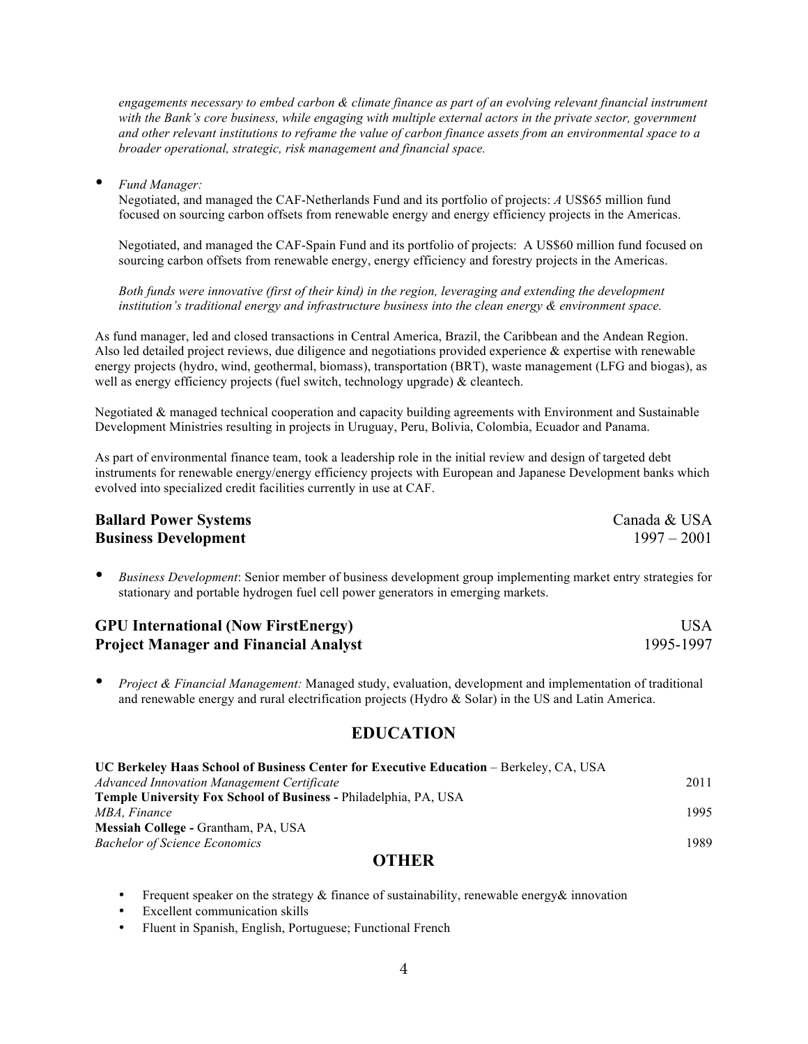*engagements necessary to embed carbon & climate finance as part of an evolving relevant financial instrument with the Bank's core business, while engaging with multiple external actors in the private sector, government and other relevant institutions to reframe the value of carbon finance assets from an environmental space to a broader operational, strategic, risk management and financial space.*

- *Fund Manager:*
  Negotiated, and managed the CAF-Netherlands Fund and its portfolio of projects: *A* US$65 million fund focused on sourcing carbon offsets from renewable energy and energy efficiency projects in the Americas.

  Negotiated, and managed the CAF-Spain Fund and its portfolio of projects: A US$60 million fund focused on sourcing carbon offsets from renewable energy, energy efficiency and forestry projects in the Americas.

  *Both funds were innovative (first of their kind) in the region, leveraging and extending the development institution's traditional energy and infrastructure business into the clean energy & environment space.*

As fund manager, led and closed transactions in Central America, Brazil, the Caribbean and the Andean Region. Also led detailed project reviews, due diligence and negotiations provided experience & expertise with renewable energy projects (hydro, wind, geothermal, biomass), transportation (BRT), waste management (LFG and biogas), as well as energy efficiency projects (fuel switch, technology upgrade) & cleantech.

Negotiated & managed technical cooperation and capacity building agreements with Environment and Sustainable Development Ministries resulting in projects in Uruguay, Peru, Bolivia, Colombia, Ecuador and Panama.

As part of environmental finance team, took a leadership role in the initial review and design of targeted debt instruments for renewable energy/energy efficiency projects with European and Japanese Development banks which evolved into specialized credit facilities currently in use at CAF.

**Ballard Power Systems** — Canada & USA
**Business Development** — 1997 – 2001

- *Business Development*: Senior member of business development group implementing market entry strategies for stationary and portable hydrogen fuel cell power generators in emerging markets.

**GPU International (Now FirstEnergy)** — USA
**Project Manager and Financial Analyst** — 1995-1997

- *Project & Financial Management:* Managed study, evaluation, development and implementation of traditional and renewable energy and rural electrification projects (Hydro & Solar) in the US and Latin America.

## EDUCATION

**UC Berkeley Haas School of Business Center for Executive Education** – Berkeley, CA, USA
*Advanced Innovation Management Certificate* — 2011

**Temple University Fox School of Business** - Philadelphia, PA, USA
*MBA, Finance* — 1995

**Messiah College** - Grantham, PA, USA
*Bachelor of Science Economics* — 1989

## OTHER

- Frequent speaker on the strategy & finance of sustainability, renewable energy& innovation
- Excellent communication skills
- Fluent in Spanish, English, Portuguese; Functional French